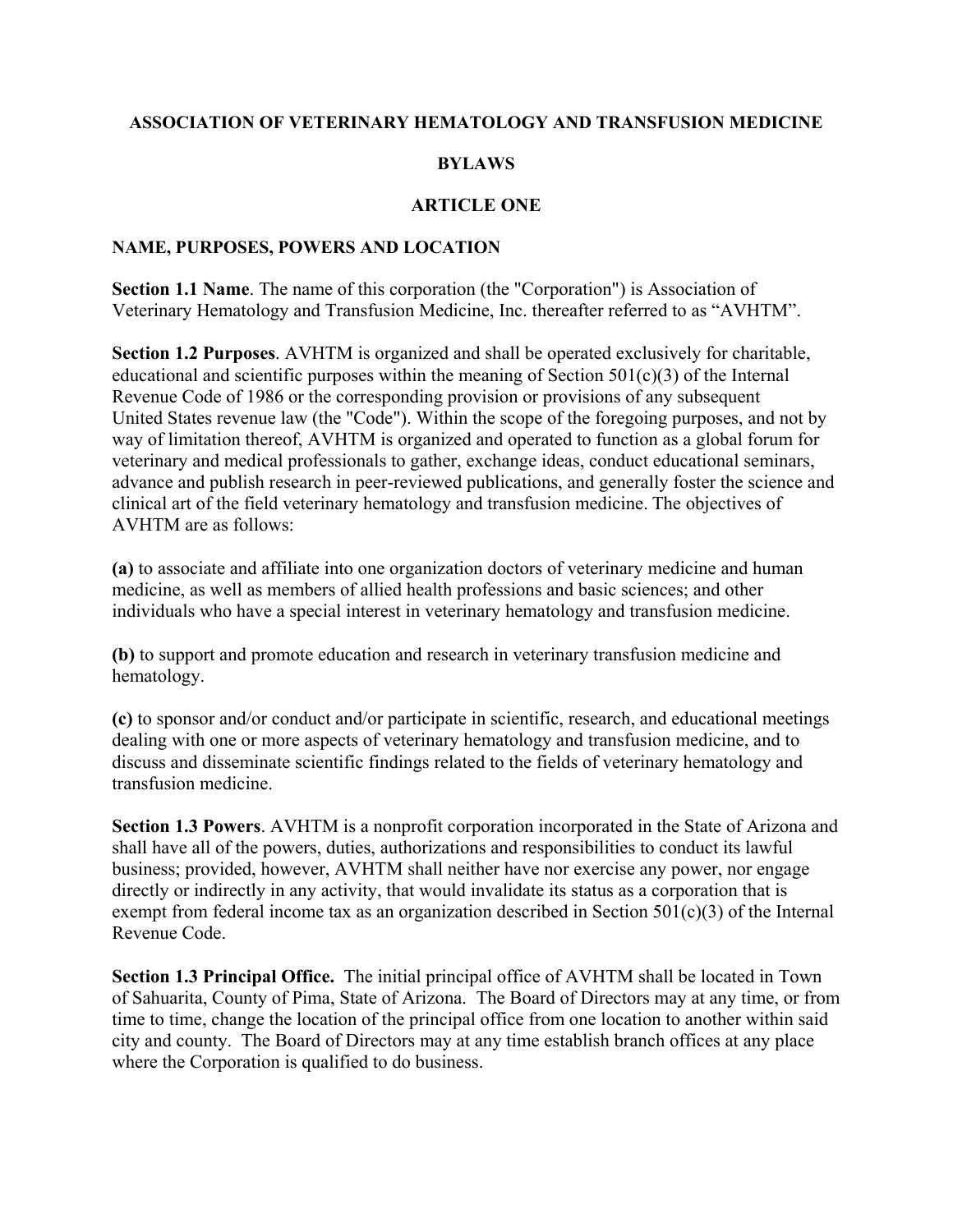# ASSOCIATION OF VETERINARY HEMATOLOGY AND TRANSFUSION MEDICINE

## BYLAWS

## ARTICLE ONE

### NAME, PURPOSES, POWERS AND LOCATION

**Section 1.1 Name**. The name of this corporation (the "Corporation") is Association of Veterinary Hematology and Transfusion Medicine, Inc. thereafter referred to as "AVHTM".

**Section 1.2 Purposes**. AVHTM is organized and shall be operated exclusively for charitable, educational and scientific purposes within the meaning of Section 501(c)(3) of the Internal Revenue Code of 1986 or the corresponding provision or provisions of any subsequent United States revenue law (the "Code"). Within the scope of the foregoing purposes, and not by way of limitation thereof, AVHTM is organized and operated to function as a global forum for veterinary and medical professionals to gather, exchange ideas, conduct educational seminars, advance and publish research in peer-reviewed publications, and generally foster the science and clinical art of the field veterinary hematology and transfusion medicine. The objectives of AVHTM are as follows:

**(a)** to associate and affiliate into one organization doctors of veterinary medicine and human medicine, as well as members of allied health professions and basic sciences; and other individuals who have a special interest in veterinary hematology and transfusion medicine.

**(b)** to support and promote education and research in veterinary transfusion medicine and hematology.

**(c)** to sponsor and/or conduct and/or participate in scientific, research, and educational meetings dealing with one or more aspects of veterinary hematology and transfusion medicine, and to discuss and disseminate scientific findings related to the fields of veterinary hematology and transfusion medicine.

**Section 1.3 Powers**. AVHTM is a nonprofit corporation incorporated in the State of Arizona and shall have all of the powers, duties, authorizations and responsibilities to conduct its lawful business; provided, however, AVHTM shall neither have nor exercise any power, nor engage directly or indirectly in any activity, that would invalidate its status as a corporation that is exempt from federal income tax as an organization described in Section 501(c)(3) of the Internal Revenue Code.

**Section 1.3 Principal Office.** The initial principal office of AVHTM shall be located in Town of Sahuarita, County of Pima, State of Arizona. The Board of Directors may at any time, or from time to time, change the location of the principal office from one location to another within said city and county. The Board of Directors may at any time establish branch offices at any place where the Corporation is qualified to do business.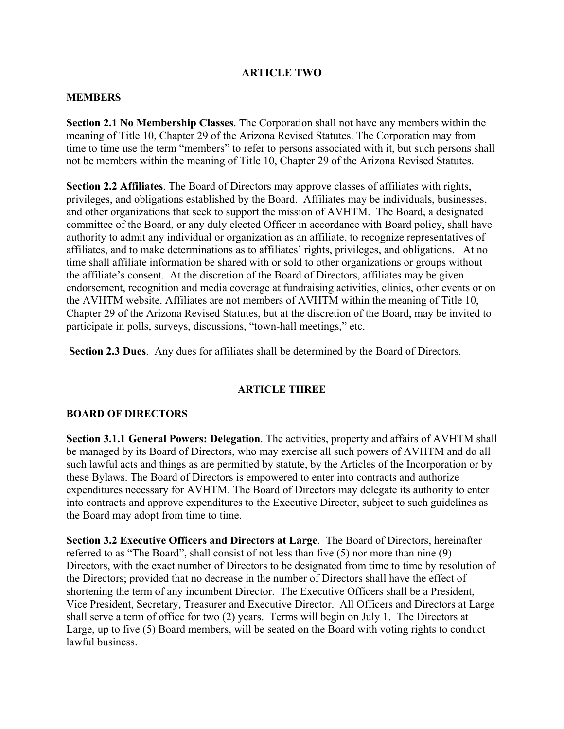## ARTICLE TWO

### MEMBERS

**Section 2.1 No Membership Classes**. The Corporation shall not have any members within the meaning of Title 10, Chapter 29 of the Arizona Revised Statutes. The Corporation may from time to time use the term "members" to refer to persons associated with it, but such persons shall not be members within the meaning of Title 10, Chapter 29 of the Arizona Revised Statutes.

**Section 2.2 Affiliates**. The Board of Directors may approve classes of affiliates with rights, privileges, and obligations established by the Board. Affiliates may be individuals, businesses, and other organizations that seek to support the mission of AVHTM. The Board, a designated committee of the Board, or any duly elected Officer in accordance with Board policy, shall have authority to admit any individual or organization as an affiliate, to recognize representatives of affiliates, and to make determinations as to affiliates' rights, privileges, and obligations. At no time shall affiliate information be shared with or sold to other organizations or groups without the affiliate's consent. At the discretion of the Board of Directors, affiliates may be given endorsement, recognition and media coverage at fundraising activities, clinics, other events or on the AVHTM website. Affiliates are not members of AVHTM within the meaning of Title 10, Chapter 29 of the Arizona Revised Statutes, but at the discretion of the Board, may be invited to participate in polls, surveys, discussions, "town-hall meetings," etc.

**Section 2.3 Dues**. Any dues for affiliates shall be determined by the Board of Directors.

## ARTICLE THREE

### BOARD OF DIRECTORS

**Section 3.1.1 General Powers: Delegation**. The activities, property and affairs of AVHTM shall be managed by its Board of Directors, who may exercise all such powers of AVHTM and do all such lawful acts and things as are permitted by statute, by the Articles of the Incorporation or by these Bylaws. The Board of Directors is empowered to enter into contracts and authorize expenditures necessary for AVHTM. The Board of Directors may delegate its authority to enter into contracts and approve expenditures to the Executive Director, subject to such guidelines as the Board may adopt from time to time.

**Section 3.2 Executive Officers and Directors at Large**. The Board of Directors, hereinafter referred to as "The Board", shall consist of not less than five (5) nor more than nine (9) Directors, with the exact number of Directors to be designated from time to time by resolution of the Directors; provided that no decrease in the number of Directors shall have the effect of shortening the term of any incumbent Director. The Executive Officers shall be a President, Vice President, Secretary, Treasurer and Executive Director. All Officers and Directors at Large shall serve a term of office for two (2) years. Terms will begin on July 1. The Directors at Large, up to five (5) Board members, will be seated on the Board with voting rights to conduct lawful business.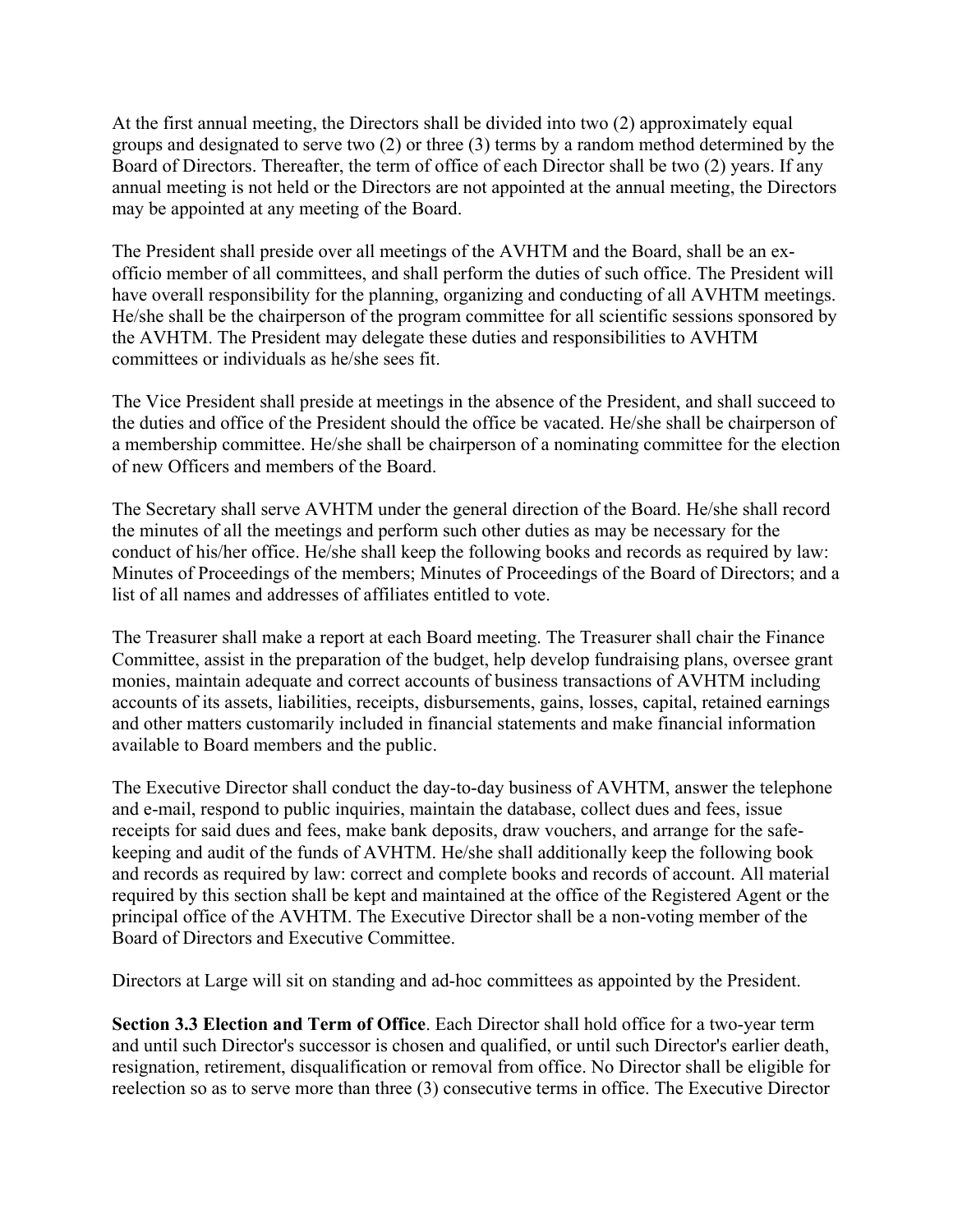At the first annual meeting, the Directors shall be divided into two (2) approximately equal groups and designated to serve two (2) or three (3) terms by a random method determined by the Board of Directors. Thereafter, the term of office of each Director shall be two (2) years. If any annual meeting is not held or the Directors are not appointed at the annual meeting, the Directors may be appointed at any meeting of the Board.

The President shall preside over all meetings of the AVHTM and the Board, shall be an ex-officio member of all committees, and shall perform the duties of such office. The President will have overall responsibility for the planning, organizing and conducting of all AVHTM meetings. He/she shall be the chairperson of the program committee for all scientific sessions sponsored by the AVHTM. The President may delegate these duties and responsibilities to AVHTM committees or individuals as he/she sees fit.

The Vice President shall preside at meetings in the absence of the President, and shall succeed to the duties and office of the President should the office be vacated. He/she shall be chairperson of a membership committee. He/she shall be chairperson of a nominating committee for the election of new Officers and members of the Board.

The Secretary shall serve AVHTM under the general direction of the Board. He/she shall record the minutes of all the meetings and perform such other duties as may be necessary for the conduct of his/her office. He/she shall keep the following books and records as required by law: Minutes of Proceedings of the members; Minutes of Proceedings of the Board of Directors; and a list of all names and addresses of affiliates entitled to vote.

The Treasurer shall make a report at each Board meeting. The Treasurer shall chair the Finance Committee, assist in the preparation of the budget, help develop fundraising plans, oversee grant monies, maintain adequate and correct accounts of business transactions of AVHTM including accounts of its assets, liabilities, receipts, disbursements, gains, losses, capital, retained earnings and other matters customarily included in financial statements and make financial information available to Board members and the public.

The Executive Director shall conduct the day-to-day business of AVHTM, answer the telephone and e-mail, respond to public inquiries, maintain the database, collect dues and fees, issue receipts for said dues and fees, make bank deposits, draw vouchers, and arrange for the safe-keeping and audit of the funds of AVHTM. He/she shall additionally keep the following book and records as required by law: correct and complete books and records of account. All material required by this section shall be kept and maintained at the office of the Registered Agent or the principal office of the AVHTM. The Executive Director shall be a non-voting member of the Board of Directors and Executive Committee.

Directors at Large will sit on standing and ad-hoc committees as appointed by the President.

**Section 3.3 Election and Term of Office**. Each Director shall hold office for a two-year term and until such Director's successor is chosen and qualified, or until such Director's earlier death, resignation, retirement, disqualification or removal from office. No Director shall be eligible for reelection so as to serve more than three (3) consecutive terms in office. The Executive Director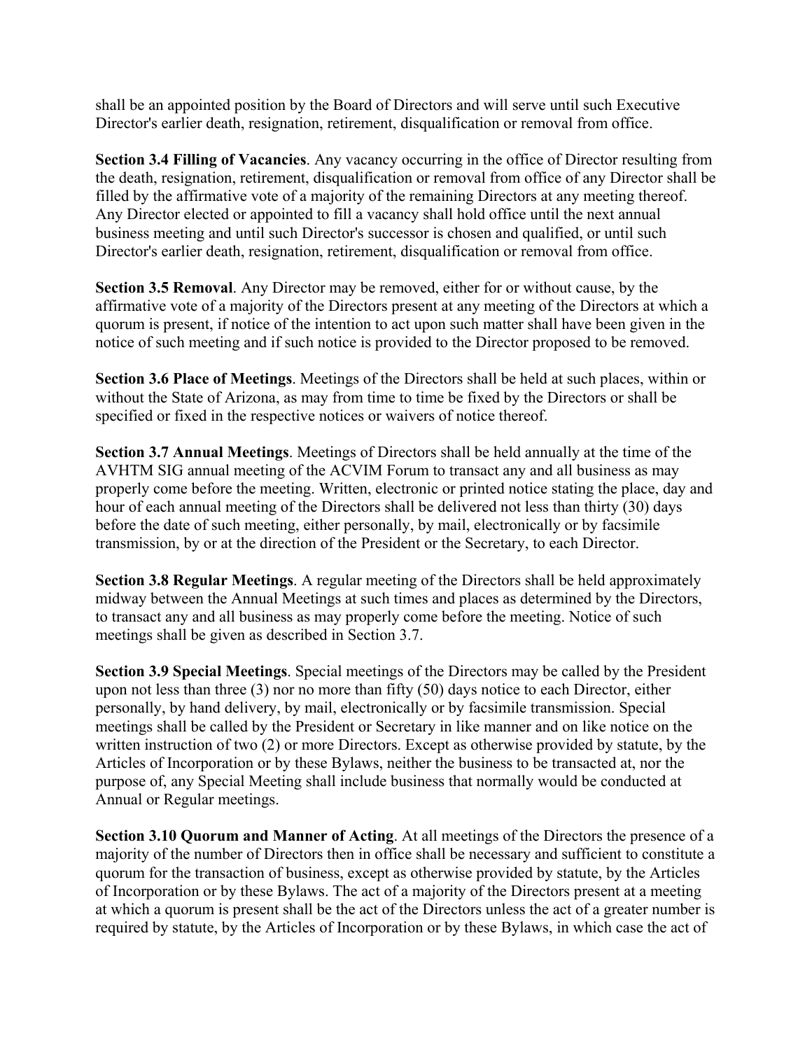shall be an appointed position by the Board of Directors and will serve until such Executive Director's earlier death, resignation, retirement, disqualification or removal from office.

**Section 3.4 Filling of Vacancies**. Any vacancy occurring in the office of Director resulting from the death, resignation, retirement, disqualification or removal from office of any Director shall be filled by the affirmative vote of a majority of the remaining Directors at any meeting thereof. Any Director elected or appointed to fill a vacancy shall hold office until the next annual business meeting and until such Director's successor is chosen and qualified, or until such Director's earlier death, resignation, retirement, disqualification or removal from office.

**Section 3.5 Removal**. Any Director may be removed, either for or without cause, by the affirmative vote of a majority of the Directors present at any meeting of the Directors at which a quorum is present, if notice of the intention to act upon such matter shall have been given in the notice of such meeting and if such notice is provided to the Director proposed to be removed.

**Section 3.6 Place of Meetings**. Meetings of the Directors shall be held at such places, within or without the State of Arizona, as may from time to time be fixed by the Directors or shall be specified or fixed in the respective notices or waivers of notice thereof.

**Section 3.7 Annual Meetings**. Meetings of Directors shall be held annually at the time of the AVHTM SIG annual meeting of the ACVIM Forum to transact any and all business as may properly come before the meeting. Written, electronic or printed notice stating the place, day and hour of each annual meeting of the Directors shall be delivered not less than thirty (30) days before the date of such meeting, either personally, by mail, electronically or by facsimile transmission, by or at the direction of the President or the Secretary, to each Director.

**Section 3.8 Regular Meetings**. A regular meeting of the Directors shall be held approximately midway between the Annual Meetings at such times and places as determined by the Directors, to transact any and all business as may properly come before the meeting. Notice of such meetings shall be given as described in Section 3.7.

**Section 3.9 Special Meetings**. Special meetings of the Directors may be called by the President upon not less than three (3) nor no more than fifty (50) days notice to each Director, either personally, by hand delivery, by mail, electronically or by facsimile transmission. Special meetings shall be called by the President or Secretary in like manner and on like notice on the written instruction of two (2) or more Directors. Except as otherwise provided by statute, by the Articles of Incorporation or by these Bylaws, neither the business to be transacted at, nor the purpose of, any Special Meeting shall include business that normally would be conducted at Annual or Regular meetings.

**Section 3.10 Quorum and Manner of Acting**. At all meetings of the Directors the presence of a majority of the number of Directors then in office shall be necessary and sufficient to constitute a quorum for the transaction of business, except as otherwise provided by statute, by the Articles of Incorporation or by these Bylaws. The act of a majority of the Directors present at a meeting at which a quorum is present shall be the act of the Directors unless the act of a greater number is required by statute, by the Articles of Incorporation or by these Bylaws, in which case the act of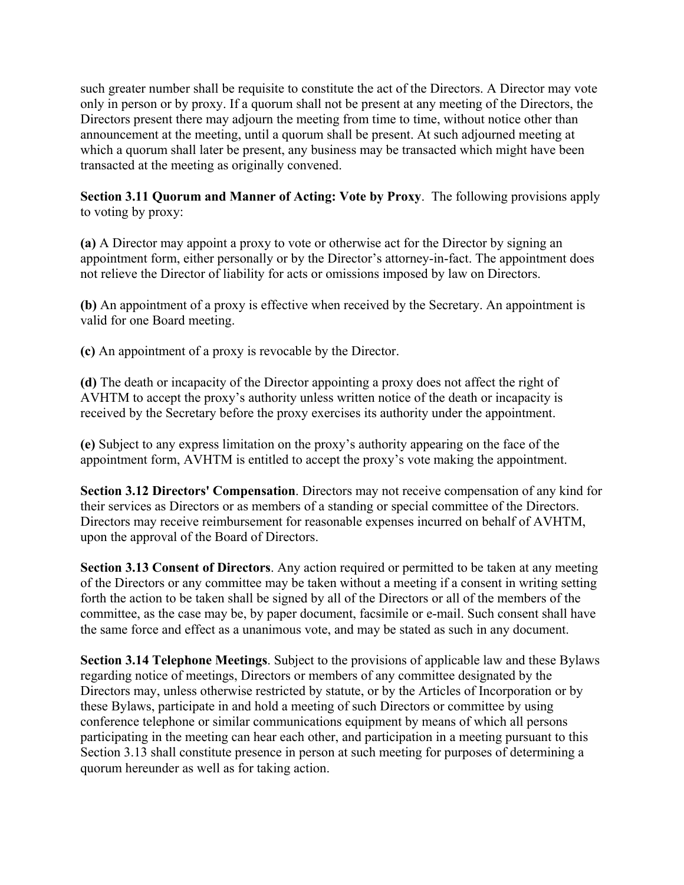such greater number shall be requisite to constitute the act of the Directors. A Director may vote only in person or by proxy. If a quorum shall not be present at any meeting of the Directors, the Directors present there may adjourn the meeting from time to time, without notice other than announcement at the meeting, until a quorum shall be present. At such adjourned meeting at which a quorum shall later be present, any business may be transacted which might have been transacted at the meeting as originally convened.

**Section 3.11 Quorum and Manner of Acting: Vote by Proxy**. The following provisions apply to voting by proxy:

**(a)** A Director may appoint a proxy to vote or otherwise act for the Director by signing an appointment form, either personally or by the Director's attorney-in-fact. The appointment does not relieve the Director of liability for acts or omissions imposed by law on Directors.

**(b)** An appointment of a proxy is effective when received by the Secretary. An appointment is valid for one Board meeting.

**(c)** An appointment of a proxy is revocable by the Director.

**(d)** The death or incapacity of the Director appointing a proxy does not affect the right of AVHTM to accept the proxy's authority unless written notice of the death or incapacity is received by the Secretary before the proxy exercises its authority under the appointment.

**(e)** Subject to any express limitation on the proxy's authority appearing on the face of the appointment form, AVHTM is entitled to accept the proxy's vote making the appointment.

**Section 3.12 Directors' Compensation**. Directors may not receive compensation of any kind for their services as Directors or as members of a standing or special committee of the Directors. Directors may receive reimbursement for reasonable expenses incurred on behalf of AVHTM, upon the approval of the Board of Directors.

**Section 3.13 Consent of Directors**. Any action required or permitted to be taken at any meeting of the Directors or any committee may be taken without a meeting if a consent in writing setting forth the action to be taken shall be signed by all of the Directors or all of the members of the committee, as the case may be, by paper document, facsimile or e-mail. Such consent shall have the same force and effect as a unanimous vote, and may be stated as such in any document.

**Section 3.14 Telephone Meetings**. Subject to the provisions of applicable law and these Bylaws regarding notice of meetings, Directors or members of any committee designated by the Directors may, unless otherwise restricted by statute, or by the Articles of Incorporation or by these Bylaws, participate in and hold a meeting of such Directors or committee by using conference telephone or similar communications equipment by means of which all persons participating in the meeting can hear each other, and participation in a meeting pursuant to this Section 3.13 shall constitute presence in person at such meeting for purposes of determining a quorum hereunder as well as for taking action.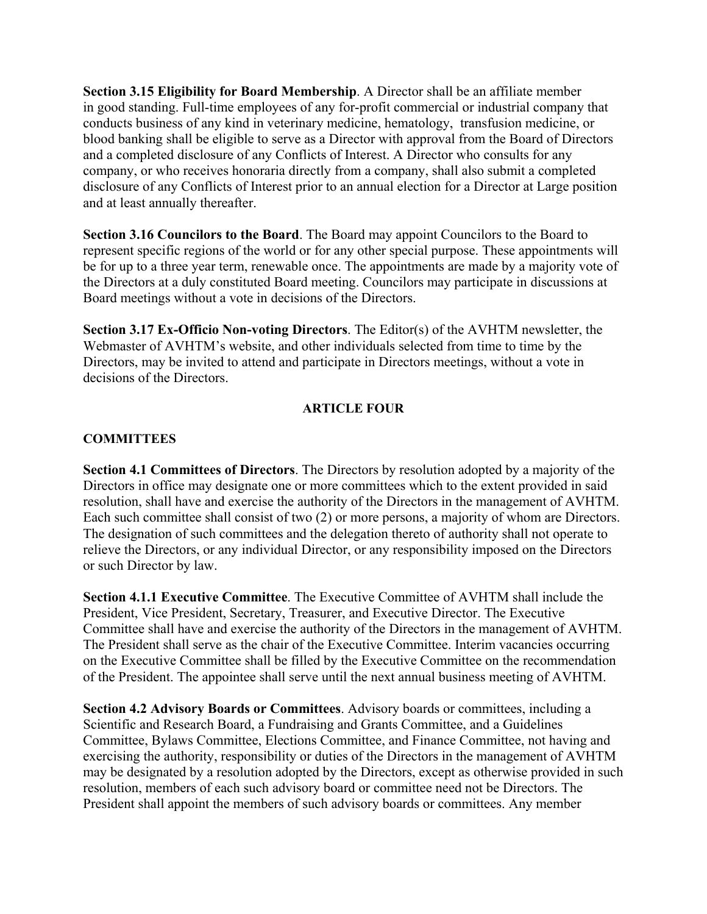**Section 3.15 Eligibility for Board Membership**. A Director shall be an affiliate member in good standing. Full-time employees of any for-profit commercial or industrial company that conducts business of any kind in veterinary medicine, hematology, transfusion medicine, or blood banking shall be eligible to serve as a Director with approval from the Board of Directors and a completed disclosure of any Conflicts of Interest. A Director who consults for any company, or who receives honoraria directly from a company, shall also submit a completed disclosure of any Conflicts of Interest prior to an annual election for a Director at Large position and at least annually thereafter.

**Section 3.16 Councilors to the Board**. The Board may appoint Councilors to the Board to represent specific regions of the world or for any other special purpose. These appointments will be for up to a three year term, renewable once. The appointments are made by a majority vote of the Directors at a duly constituted Board meeting. Councilors may participate in discussions at Board meetings without a vote in decisions of the Directors.

**Section 3.17 Ex-Officio Non-voting Directors**. The Editor(s) of the AVHTM newsletter, the Webmaster of AVHTM's website, and other individuals selected from time to time by the Directors, may be invited to attend and participate in Directors meetings, without a vote in decisions of the Directors.

## ARTICLE FOUR

## COMMITTEES

**Section 4.1 Committees of Directors**. The Directors by resolution adopted by a majority of the Directors in office may designate one or more committees which to the extent provided in said resolution, shall have and exercise the authority of the Directors in the management of AVHTM. Each such committee shall consist of two (2) or more persons, a majority of whom are Directors. The designation of such committees and the delegation thereto of authority shall not operate to relieve the Directors, or any individual Director, or any responsibility imposed on the Directors or such Director by law.

**Section 4.1.1 Executive Committee**. The Executive Committee of AVHTM shall include the President, Vice President, Secretary, Treasurer, and Executive Director. The Executive Committee shall have and exercise the authority of the Directors in the management of AVHTM. The President shall serve as the chair of the Executive Committee. Interim vacancies occurring on the Executive Committee shall be filled by the Executive Committee on the recommendation of the President. The appointee shall serve until the next annual business meeting of AVHTM.

**Section 4.2 Advisory Boards or Committees**. Advisory boards or committees, including a Scientific and Research Board, a Fundraising and Grants Committee, and a Guidelines Committee, Bylaws Committee, Elections Committee, and Finance Committee, not having and exercising the authority, responsibility or duties of the Directors in the management of AVHTM may be designated by a resolution adopted by the Directors, except as otherwise provided in such resolution, members of each such advisory board or committee need not be Directors. The President shall appoint the members of such advisory boards or committees. Any member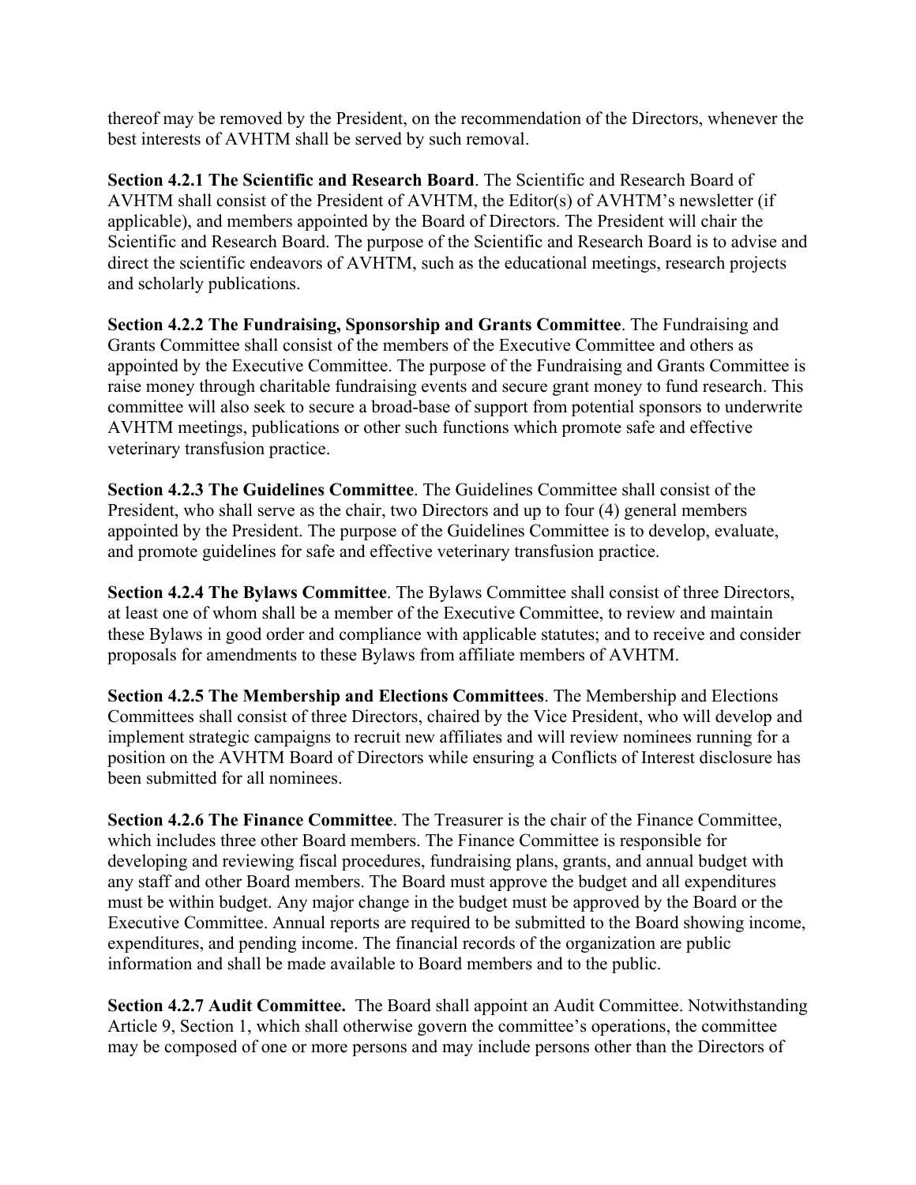thereof may be removed by the President, on the recommendation of the Directors, whenever the best interests of AVHTM shall be served by such removal.

**Section 4.2.1 The Scientific and Research Board**. The Scientific and Research Board of AVHTM shall consist of the President of AVHTM, the Editor(s) of AVHTM's newsletter (if applicable), and members appointed by the Board of Directors. The President will chair the Scientific and Research Board. The purpose of the Scientific and Research Board is to advise and direct the scientific endeavors of AVHTM, such as the educational meetings, research projects and scholarly publications.

**Section 4.2.2 The Fundraising, Sponsorship and Grants Committee**. The Fundraising and Grants Committee shall consist of the members of the Executive Committee and others as appointed by the Executive Committee. The purpose of the Fundraising and Grants Committee is raise money through charitable fundraising events and secure grant money to fund research. This committee will also seek to secure a broad-base of support from potential sponsors to underwrite AVHTM meetings, publications or other such functions which promote safe and effective veterinary transfusion practice.

**Section 4.2.3 The Guidelines Committee**. The Guidelines Committee shall consist of the President, who shall serve as the chair, two Directors and up to four (4) general members appointed by the President. The purpose of the Guidelines Committee is to develop, evaluate, and promote guidelines for safe and effective veterinary transfusion practice.

**Section 4.2.4 The Bylaws Committee**. The Bylaws Committee shall consist of three Directors, at least one of whom shall be a member of the Executive Committee, to review and maintain these Bylaws in good order and compliance with applicable statutes; and to receive and consider proposals for amendments to these Bylaws from affiliate members of AVHTM.

**Section 4.2.5 The Membership and Elections Committees**. The Membership and Elections Committees shall consist of three Directors, chaired by the Vice President, who will develop and implement strategic campaigns to recruit new affiliates and will review nominees running for a position on the AVHTM Board of Directors while ensuring a Conflicts of Interest disclosure has been submitted for all nominees.

**Section 4.2.6 The Finance Committee**. The Treasurer is the chair of the Finance Committee, which includes three other Board members. The Finance Committee is responsible for developing and reviewing fiscal procedures, fundraising plans, grants, and annual budget with any staff and other Board members. The Board must approve the budget and all expenditures must be within budget. Any major change in the budget must be approved by the Board or the Executive Committee. Annual reports are required to be submitted to the Board showing income, expenditures, and pending income. The financial records of the organization are public information and shall be made available to Board members and to the public.

**Section 4.2.7 Audit Committee.** The Board shall appoint an Audit Committee. Notwithstanding Article 9, Section 1, which shall otherwise govern the committee's operations, the committee may be composed of one or more persons and may include persons other than the Directors of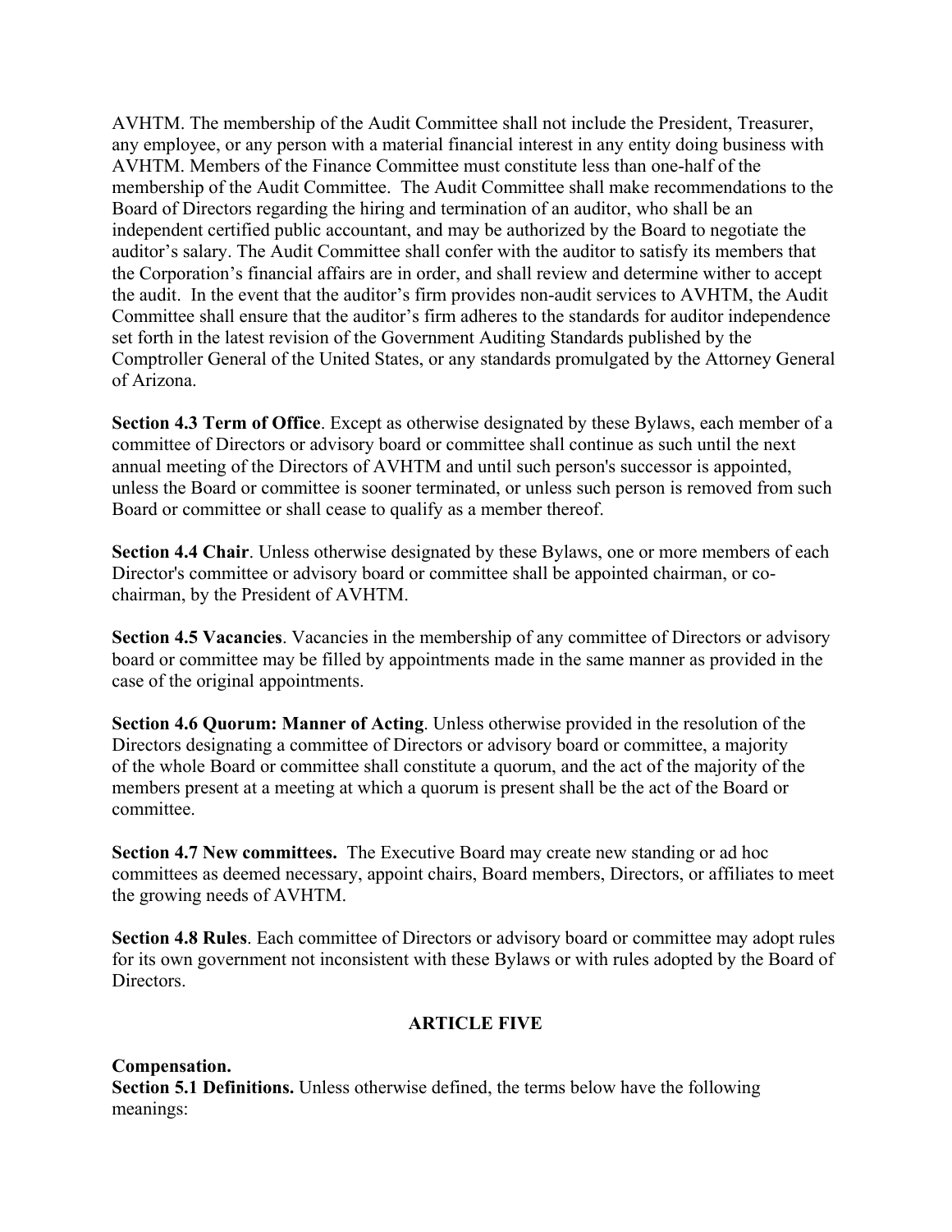AVHTM. The membership of the Audit Committee shall not include the President, Treasurer, any employee, or any person with a material financial interest in any entity doing business with AVHTM. Members of the Finance Committee must constitute less than one-half of the membership of the Audit Committee. The Audit Committee shall make recommendations to the Board of Directors regarding the hiring and termination of an auditor, who shall be an independent certified public accountant, and may be authorized by the Board to negotiate the auditor's salary. The Audit Committee shall confer with the auditor to satisfy its members that the Corporation's financial affairs are in order, and shall review and determine wither to accept the audit. In the event that the auditor's firm provides non-audit services to AVHTM, the Audit Committee shall ensure that the auditor's firm adheres to the standards for auditor independence set forth in the latest revision of the Government Auditing Standards published by the Comptroller General of the United States, or any standards promulgated by the Attorney General of Arizona.

**Section 4.3 Term of Office**. Except as otherwise designated by these Bylaws, each member of a committee of Directors or advisory board or committee shall continue as such until the next annual meeting of the Directors of AVHTM and until such person's successor is appointed, unless the Board or committee is sooner terminated, or unless such person is removed from such Board or committee or shall cease to qualify as a member thereof.

**Section 4.4 Chair**. Unless otherwise designated by these Bylaws, one or more members of each Director's committee or advisory board or committee shall be appointed chairman, or co-chairman, by the President of AVHTM.

**Section 4.5 Vacancies**. Vacancies in the membership of any committee of Directors or advisory board or committee may be filled by appointments made in the same manner as provided in the case of the original appointments.

**Section 4.6 Quorum: Manner of Acting**. Unless otherwise provided in the resolution of the Directors designating a committee of Directors or advisory board or committee, a majority of the whole Board or committee shall constitute a quorum, and the act of the majority of the members present at a meeting at which a quorum is present shall be the act of the Board or committee.

**Section 4.7 New committees.** The Executive Board may create new standing or ad hoc committees as deemed necessary, appoint chairs, Board members, Directors, or affiliates to meet the growing needs of AVHTM.

**Section 4.8 Rules**. Each committee of Directors or advisory board or committee may adopt rules for its own government not inconsistent with these Bylaws or with rules adopted by the Board of Directors.

## ARTICLE FIVE

**Compensation.**

**Section 5.1 Definitions.** Unless otherwise defined, the terms below have the following meanings: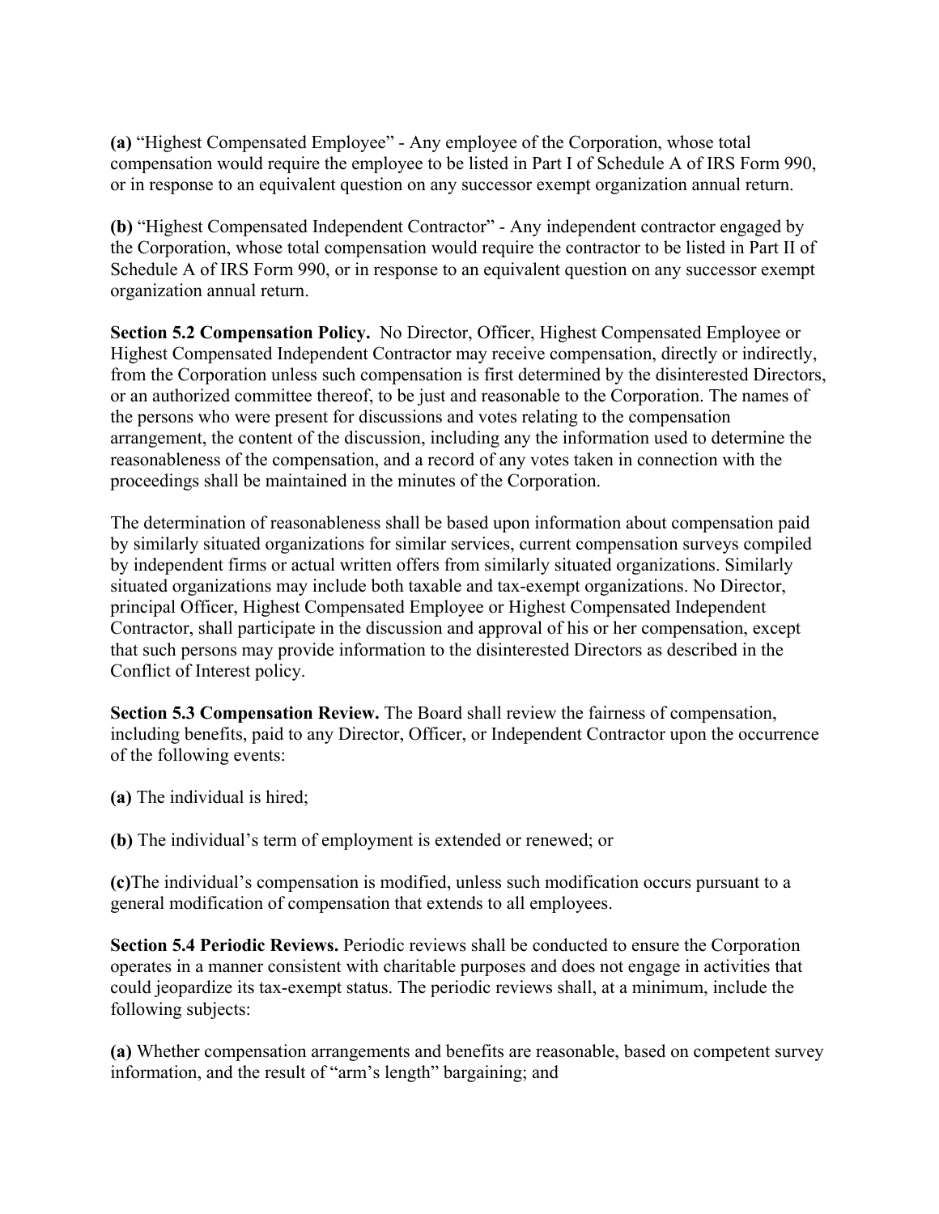**(a)** "Highest Compensated Employee" - Any employee of the Corporation, whose total compensation would require the employee to be listed in Part I of Schedule A of IRS Form 990, or in response to an equivalent question on any successor exempt organization annual return.

**(b)** "Highest Compensated Independent Contractor" - Any independent contractor engaged by the Corporation, whose total compensation would require the contractor to be listed in Part II of Schedule A of IRS Form 990, or in response to an equivalent question on any successor exempt organization annual return.

**Section 5.2 Compensation Policy.** No Director, Officer, Highest Compensated Employee or Highest Compensated Independent Contractor may receive compensation, directly or indirectly, from the Corporation unless such compensation is first determined by the disinterested Directors, or an authorized committee thereof, to be just and reasonable to the Corporation. The names of the persons who were present for discussions and votes relating to the compensation arrangement, the content of the discussion, including any the information used to determine the reasonableness of the compensation, and a record of any votes taken in connection with the proceedings shall be maintained in the minutes of the Corporation.

The determination of reasonableness shall be based upon information about compensation paid by similarly situated organizations for similar services, current compensation surveys compiled by independent firms or actual written offers from similarly situated organizations. Similarly situated organizations may include both taxable and tax-exempt organizations. No Director, principal Officer, Highest Compensated Employee or Highest Compensated Independent Contractor, shall participate in the discussion and approval of his or her compensation, except that such persons may provide information to the disinterested Directors as described in the Conflict of Interest policy.

**Section 5.3 Compensation Review.** The Board shall review the fairness of compensation, including benefits, paid to any Director, Officer, or Independent Contractor upon the occurrence of the following events:

**(a)** The individual is hired;

**(b)** The individual's term of employment is extended or renewed; or

**(c)**The individual's compensation is modified, unless such modification occurs pursuant to a general modification of compensation that extends to all employees.

**Section 5.4 Periodic Reviews.** Periodic reviews shall be conducted to ensure the Corporation operates in a manner consistent with charitable purposes and does not engage in activities that could jeopardize its tax-exempt status. The periodic reviews shall, at a minimum, include the following subjects:

**(a)** Whether compensation arrangements and benefits are reasonable, based on competent survey information, and the result of "arm's length" bargaining; and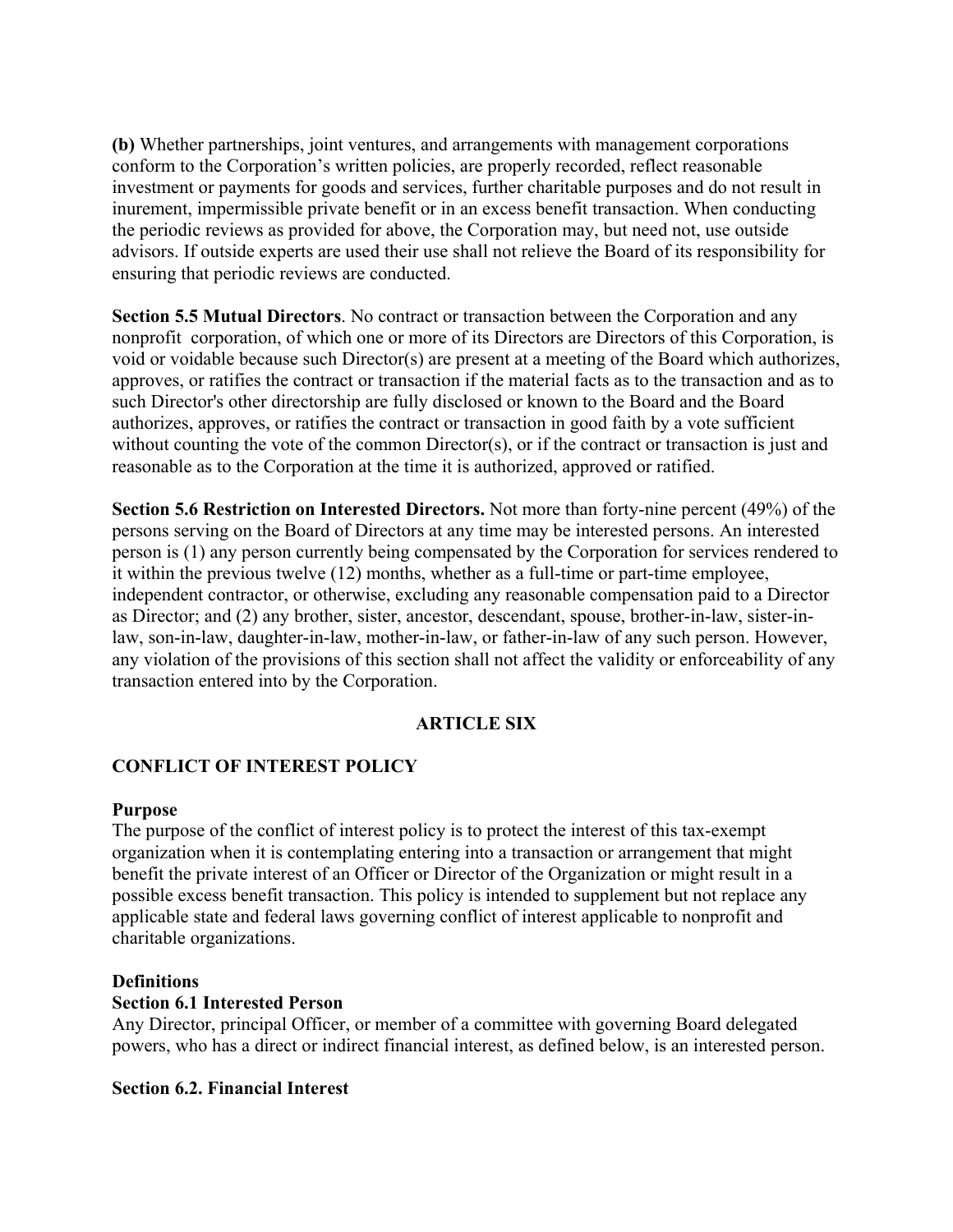**(b)** Whether partnerships, joint ventures, and arrangements with management corporations conform to the Corporation's written policies, are properly recorded, reflect reasonable investment or payments for goods and services, further charitable purposes and do not result in inurement, impermissible private benefit or in an excess benefit transaction. When conducting the periodic reviews as provided for above, the Corporation may, but need not, use outside advisors. If outside experts are used their use shall not relieve the Board of its responsibility for ensuring that periodic reviews are conducted.

**Section 5.5 Mutual Directors**. No contract or transaction between the Corporation and any nonprofit corporation, of which one or more of its Directors are Directors of this Corporation, is void or voidable because such Director(s) are present at a meeting of the Board which authorizes, approves, or ratifies the contract or transaction if the material facts as to the transaction and as to such Director's other directorship are fully disclosed or known to the Board and the Board authorizes, approves, or ratifies the contract or transaction in good faith by a vote sufficient without counting the vote of the common Director(s), or if the contract or transaction is just and reasonable as to the Corporation at the time it is authorized, approved or ratified.

**Section 5.6 Restriction on Interested Directors.** Not more than forty-nine percent (49%) of the persons serving on the Board of Directors at any time may be interested persons. An interested person is (1) any person currently being compensated by the Corporation for services rendered to it within the previous twelve (12) months, whether as a full-time or part-time employee, independent contractor, or otherwise, excluding any reasonable compensation paid to a Director as Director; and (2) any brother, sister, ancestor, descendant, spouse, brother-in-law, sister-in-law, son-in-law, daughter-in-law, mother-in-law, or father-in-law of any such person. However, any violation of the provisions of this section shall not affect the validity or enforceability of any transaction entered into by the Corporation.

## ARTICLE SIX

### CONFLICT OF INTEREST POLICY

**Purpose**
The purpose of the conflict of interest policy is to protect the interest of this tax-exempt organization when it is contemplating entering into a transaction or arrangement that might benefit the private interest of an Officer or Director of the Organization or might result in a possible excess benefit transaction. This policy is intended to supplement but not replace any applicable state and federal laws governing conflict of interest applicable to nonprofit and charitable organizations.

**Definitions**
**Section 6.1 Interested Person**
Any Director, principal Officer, or member of a committee with governing Board delegated powers, who has a direct or indirect financial interest, as defined below, is an interested person.

**Section 6.2. Financial Interest**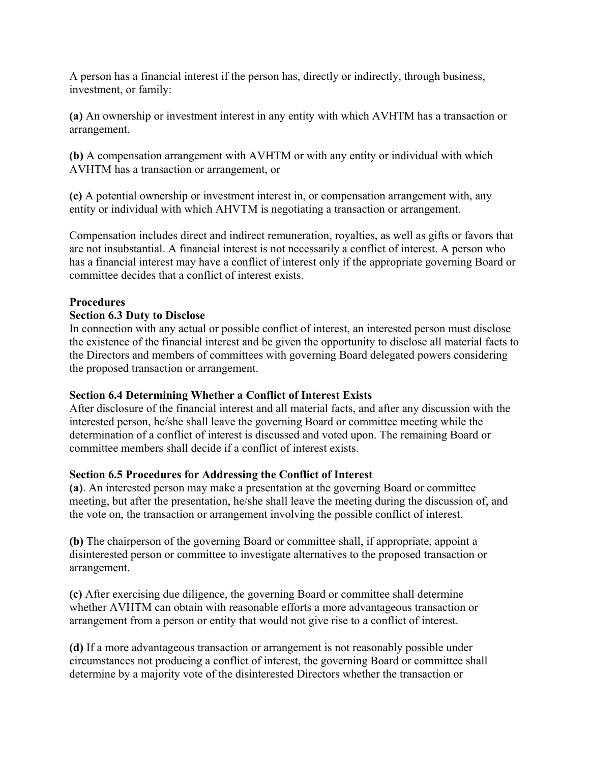A person has a financial interest if the person has, directly or indirectly, through business, investment, or family:

**(a)** An ownership or investment interest in any entity with which AVHTM has a transaction or arrangement,

**(b)** A compensation arrangement with AVHTM or with any entity or individual with which AVHTM has a transaction or arrangement, or

**(c)** A potential ownership or investment interest in, or compensation arrangement with, any entity or individual with which AHVTM is negotiating a transaction or arrangement.

Compensation includes direct and indirect remuneration, royalties, as well as gifts or favors that are not insubstantial. A financial interest is not necessarily a conflict of interest. A person who has a financial interest may have a conflict of interest only if the appropriate governing Board or committee decides that a conflict of interest exists.

**Procedures**

**Section 6.3 Duty to Disclose**

In connection with any actual or possible conflict of interest, an interested person must disclose the existence of the financial interest and be given the opportunity to disclose all material facts to the Directors and members of committees with governing Board delegated powers considering the proposed transaction or arrangement.

**Section 6.4 Determining Whether a Conflict of Interest Exists**

After disclosure of the financial interest and all material facts, and after any discussion with the interested person, he/she shall leave the governing Board or committee meeting while the determination of a conflict of interest is discussed and voted upon. The remaining Board or committee members shall decide if a conflict of interest exists.

**Section 6.5 Procedures for Addressing the Conflict of Interest**

**(a)**. An interested person may make a presentation at the governing Board or committee meeting, but after the presentation, he/she shall leave the meeting during the discussion of, and the vote on, the transaction or arrangement involving the possible conflict of interest.

**(b)** The chairperson of the governing Board or committee shall, if appropriate, appoint a disinterested person or committee to investigate alternatives to the proposed transaction or arrangement.

**(c)** After exercising due diligence, the governing Board or committee shall determine whether AVHTM can obtain with reasonable efforts a more advantageous transaction or arrangement from a person or entity that would not give rise to a conflict of interest.

**(d)** If a more advantageous transaction or arrangement is not reasonably possible under circumstances not producing a conflict of interest, the governing Board or committee shall determine by a majority vote of the disinterested Directors whether the transaction or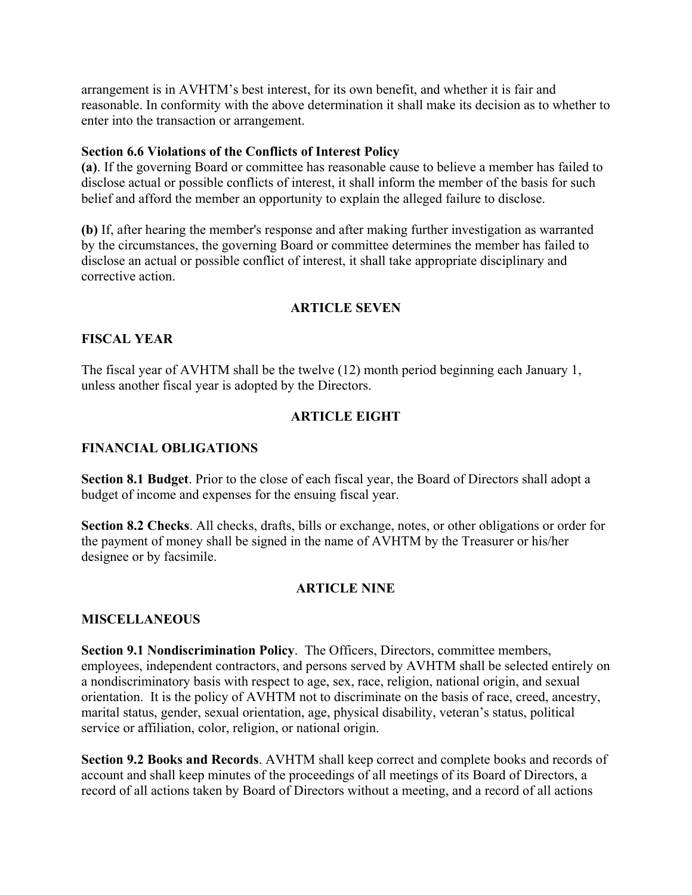arrangement is in AVHTM's best interest, for its own benefit, and whether it is fair and reasonable. In conformity with the above determination it shall make its decision as to whether to enter into the transaction or arrangement.

**Section 6.6 Violations of the Conflicts of Interest Policy**
**(a)**. If the governing Board or committee has reasonable cause to believe a member has failed to disclose actual or possible conflicts of interest, it shall inform the member of the basis for such belief and afford the member an opportunity to explain the alleged failure to disclose.

**(b)** If, after hearing the member's response and after making further investigation as warranted by the circumstances, the governing Board or committee determines the member has failed to disclose an actual or possible conflict of interest, it shall take appropriate disciplinary and corrective action.

## ARTICLE SEVEN

## FISCAL YEAR

The fiscal year of AVHTM shall be the twelve (12) month period beginning each January 1, unless another fiscal year is adopted by the Directors.

## ARTICLE EIGHT

## FINANCIAL OBLIGATIONS

**Section 8.1 Budget**. Prior to the close of each fiscal year, the Board of Directors shall adopt a budget of income and expenses for the ensuing fiscal year.

**Section 8.2 Checks**. All checks, drafts, bills or exchange, notes, or other obligations or order for the payment of money shall be signed in the name of AVHTM by the Treasurer or his/her designee or by facsimile.

## ARTICLE NINE

## MISCELLANEOUS

**Section 9.1 Nondiscrimination Policy**. The Officers, Directors, committee members, employees, independent contractors, and persons served by AVHTM shall be selected entirely on a nondiscriminatory basis with respect to age, sex, race, religion, national origin, and sexual orientation. It is the policy of AVHTM not to discriminate on the basis of race, creed, ancestry, marital status, gender, sexual orientation, age, physical disability, veteran's status, political service or affiliation, color, religion, or national origin.

**Section 9.2 Books and Records**. AVHTM shall keep correct and complete books and records of account and shall keep minutes of the proceedings of all meetings of its Board of Directors, a record of all actions taken by Board of Directors without a meeting, and a record of all actions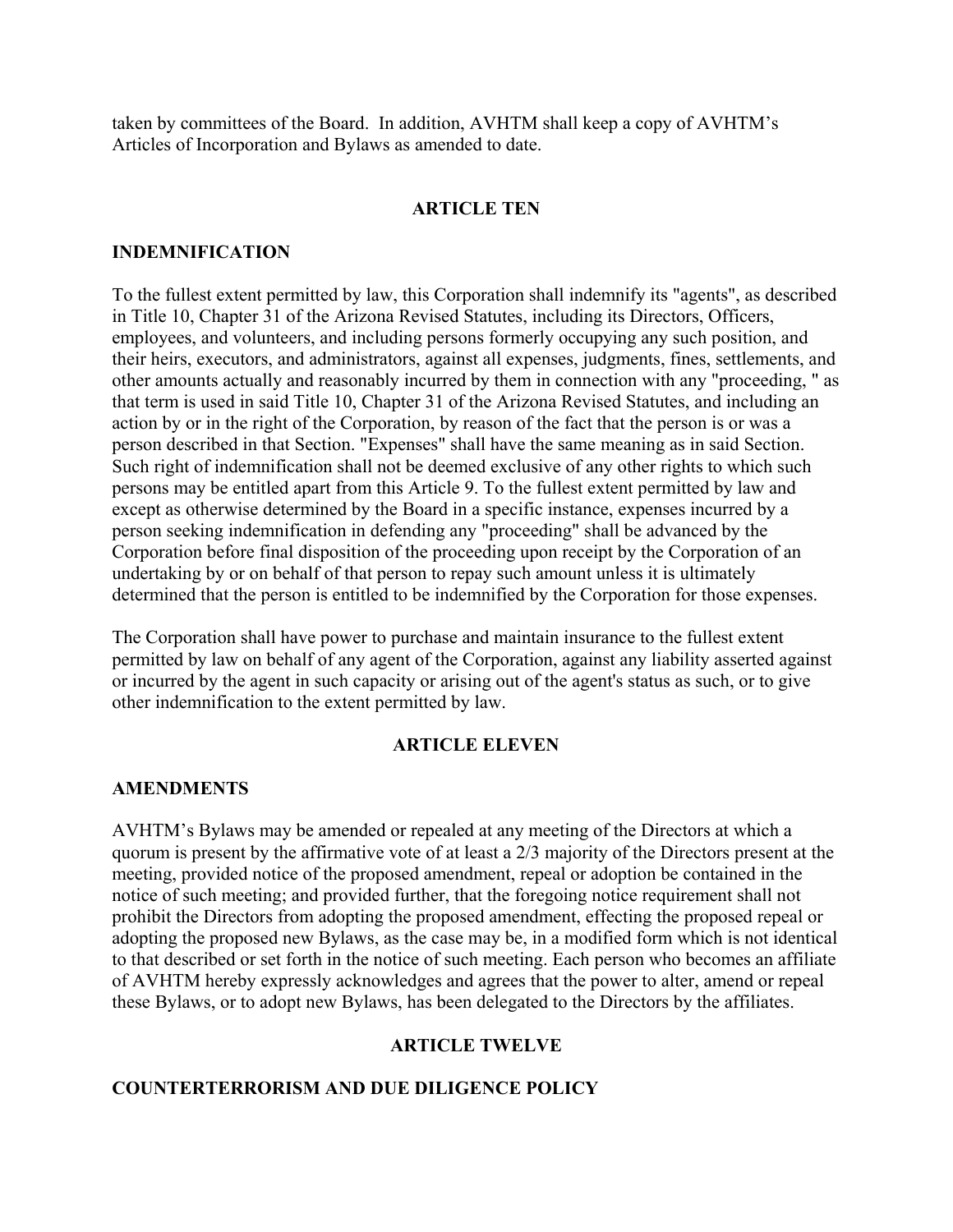taken by committees of the Board. In addition, AVHTM shall keep a copy of AVHTM's Articles of Incorporation and Bylaws as amended to date.

## ARTICLE TEN

### INDEMNIFICATION

To the fullest extent permitted by law, this Corporation shall indemnify its "agents", as described in Title 10, Chapter 31 of the Arizona Revised Statutes, including its Directors, Officers, employees, and volunteers, and including persons formerly occupying any such position, and their heirs, executors, and administrators, against all expenses, judgments, fines, settlements, and other amounts actually and reasonably incurred by them in connection with any "proceeding, " as that term is used in said Title 10, Chapter 31 of the Arizona Revised Statutes, and including an action by or in the right of the Corporation, by reason of the fact that the person is or was a person described in that Section. "Expenses" shall have the same meaning as in said Section. Such right of indemnification shall not be deemed exclusive of any other rights to which such persons may be entitled apart from this Article 9. To the fullest extent permitted by law and except as otherwise determined by the Board in a specific instance, expenses incurred by a person seeking indemnification in defending any "proceeding" shall be advanced by the Corporation before final disposition of the proceeding upon receipt by the Corporation of an undertaking by or on behalf of that person to repay such amount unless it is ultimately determined that the person is entitled to be indemnified by the Corporation for those expenses.

The Corporation shall have power to purchase and maintain insurance to the fullest extent permitted by law on behalf of any agent of the Corporation, against any liability asserted against or incurred by the agent in such capacity or arising out of the agent's status as such, or to give other indemnification to the extent permitted by law.

## ARTICLE ELEVEN

### AMENDMENTS

AVHTM's Bylaws may be amended or repealed at any meeting of the Directors at which a quorum is present by the affirmative vote of at least a 2/3 majority of the Directors present at the meeting, provided notice of the proposed amendment, repeal or adoption be contained in the notice of such meeting; and provided further, that the foregoing notice requirement shall not prohibit the Directors from adopting the proposed amendment, effecting the proposed repeal or adopting the proposed new Bylaws, as the case may be, in a modified form which is not identical to that described or set forth in the notice of such meeting. Each person who becomes an affiliate of AVHTM hereby expressly acknowledges and agrees that the power to alter, amend or repeal these Bylaws, or to adopt new Bylaws, has been delegated to the Directors by the affiliates.

## ARTICLE TWELVE

### COUNTERTERRORISM AND DUE DILIGENCE POLICY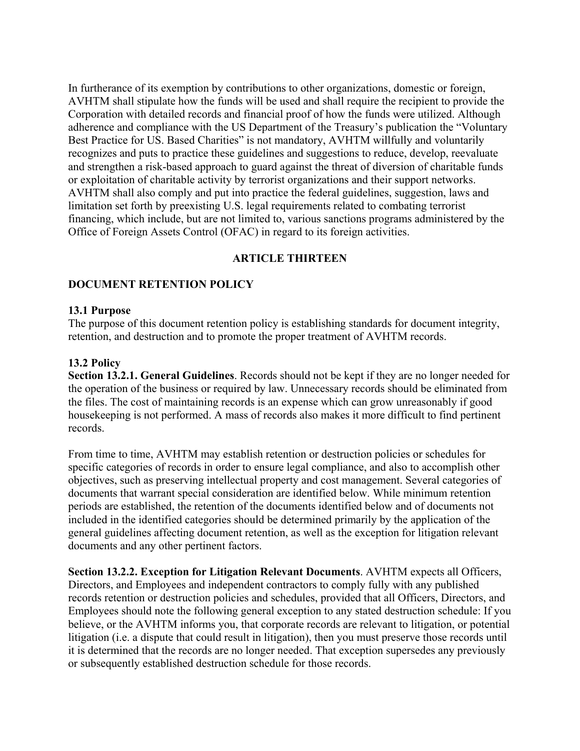In furtherance of its exemption by contributions to other organizations, domestic or foreign, AVHTM shall stipulate how the funds will be used and shall require the recipient to provide the Corporation with detailed records and financial proof of how the funds were utilized. Although adherence and compliance with the US Department of the Treasury's publication the "Voluntary Best Practice for US. Based Charities" is not mandatory, AVHTM willfully and voluntarily recognizes and puts to practice these guidelines and suggestions to reduce, develop, reevaluate and strengthen a risk-based approach to guard against the threat of diversion of charitable funds or exploitation of charitable activity by terrorist organizations and their support networks. AVHTM shall also comply and put into practice the federal guidelines, suggestion, laws and limitation set forth by preexisting U.S. legal requirements related to combating terrorist financing, which include, but are not limited to, various sanctions programs administered by the Office of Foreign Assets Control (OFAC) in regard to its foreign activities.

## ARTICLE THIRTEEN

## DOCUMENT RETENTION POLICY

### 13.1 Purpose

The purpose of this document retention policy is establishing standards for document integrity, retention, and destruction and to promote the proper treatment of AVHTM records.

### 13.2 Policy

**Section 13.2.1. General Guidelines**. Records should not be kept if they are no longer needed for the operation of the business or required by law. Unnecessary records should be eliminated from the files. The cost of maintaining records is an expense which can grow unreasonably if good housekeeping is not performed. A mass of records also makes it more difficult to find pertinent records.

From time to time, AVHTM may establish retention or destruction policies or schedules for specific categories of records in order to ensure legal compliance, and also to accomplish other objectives, such as preserving intellectual property and cost management. Several categories of documents that warrant special consideration are identified below. While minimum retention periods are established, the retention of the documents identified below and of documents not included in the identified categories should be determined primarily by the application of the general guidelines affecting document retention, as well as the exception for litigation relevant documents and any other pertinent factors.

**Section 13.2.2. Exception for Litigation Relevant Documents**. AVHTM expects all Officers, Directors, and Employees and independent contractors to comply fully with any published records retention or destruction policies and schedules, provided that all Officers, Directors, and Employees should note the following general exception to any stated destruction schedule: If you believe, or the AVHTM informs you, that corporate records are relevant to litigation, or potential litigation (i.e. a dispute that could result in litigation), then you must preserve those records until it is determined that the records are no longer needed. That exception supersedes any previously or subsequently established destruction schedule for those records.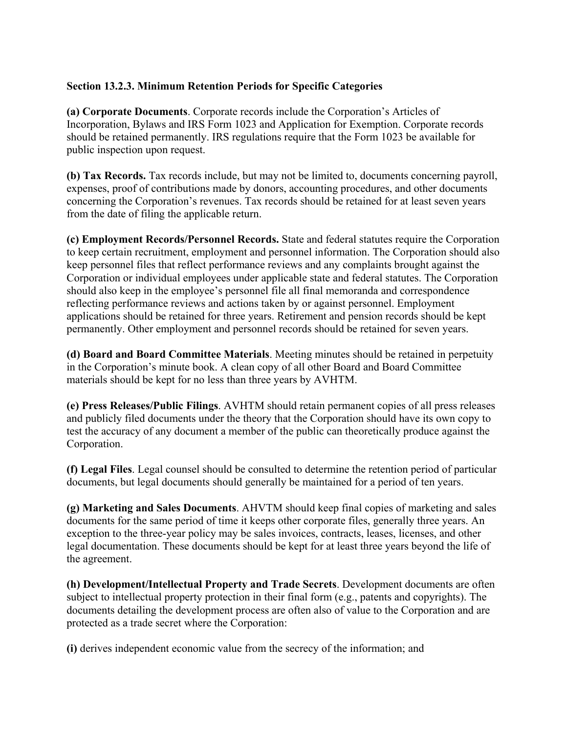**Section 13.2.3. Minimum Retention Periods for Specific Categories**

**(a) Corporate Documents**. Corporate records include the Corporation's Articles of Incorporation, Bylaws and IRS Form 1023 and Application for Exemption. Corporate records should be retained permanently. IRS regulations require that the Form 1023 be available for public inspection upon request.

**(b) Tax Records.** Tax records include, but may not be limited to, documents concerning payroll, expenses, proof of contributions made by donors, accounting procedures, and other documents concerning the Corporation's revenues. Tax records should be retained for at least seven years from the date of filing the applicable return.

**(c) Employment Records/Personnel Records.** State and federal statutes require the Corporation to keep certain recruitment, employment and personnel information. The Corporation should also keep personnel files that reflect performance reviews and any complaints brought against the Corporation or individual employees under applicable state and federal statutes. The Corporation should also keep in the employee's personnel file all final memoranda and correspondence reflecting performance reviews and actions taken by or against personnel. Employment applications should be retained for three years. Retirement and pension records should be kept permanently. Other employment and personnel records should be retained for seven years.

**(d) Board and Board Committee Materials**. Meeting minutes should be retained in perpetuity in the Corporation's minute book. A clean copy of all other Board and Board Committee materials should be kept for no less than three years by AVHTM.

**(e) Press Releases/Public Filings**. AVHTM should retain permanent copies of all press releases and publicly filed documents under the theory that the Corporation should have its own copy to test the accuracy of any document a member of the public can theoretically produce against the Corporation.

**(f) Legal Files**. Legal counsel should be consulted to determine the retention period of particular documents, but legal documents should generally be maintained for a period of ten years.

**(g) Marketing and Sales Documents**. AHVTM should keep final copies of marketing and sales documents for the same period of time it keeps other corporate files, generally three years. An exception to the three-year policy may be sales invoices, contracts, leases, licenses, and other legal documentation. These documents should be kept for at least three years beyond the life of the agreement.

**(h) Development/Intellectual Property and Trade Secrets**. Development documents are often subject to intellectual property protection in their final form (e.g., patents and copyrights). The documents detailing the development process are often also of value to the Corporation and are protected as a trade secret where the Corporation:

**(i)** derives independent economic value from the secrecy of the information; and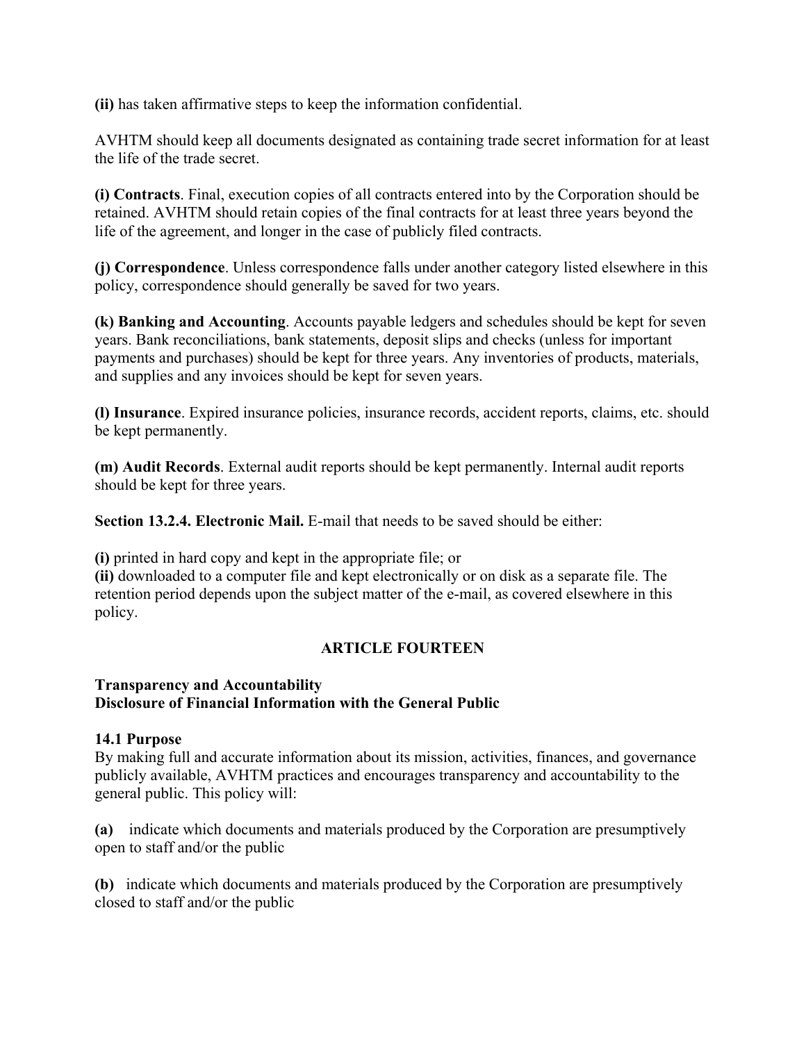**(ii)** has taken affirmative steps to keep the information confidential.

AVHTM should keep all documents designated as containing trade secret information for at least the life of the trade secret.

**(i) Contracts**. Final, execution copies of all contracts entered into by the Corporation should be retained. AVHTM should retain copies of the final contracts for at least three years beyond the life of the agreement, and longer in the case of publicly filed contracts.

**(j) Correspondence**. Unless correspondence falls under another category listed elsewhere in this policy, correspondence should generally be saved for two years.

**(k) Banking and Accounting**. Accounts payable ledgers and schedules should be kept for seven years. Bank reconciliations, bank statements, deposit slips and checks (unless for important payments and purchases) should be kept for three years. Any inventories of products, materials, and supplies and any invoices should be kept for seven years.

**(l) Insurance**. Expired insurance policies, insurance records, accident reports, claims, etc. should be kept permanently.

**(m) Audit Records**. External audit reports should be kept permanently. Internal audit reports should be kept for three years.

**Section 13.2.4. Electronic Mail.** E-mail that needs to be saved should be either:

**(i)** printed in hard copy and kept in the appropriate file; or
**(ii)** downloaded to a computer file and kept electronically or on disk as a separate file. The retention period depends upon the subject matter of the e-mail, as covered elsewhere in this policy.

## ARTICLE FOURTEEN

**Transparency and Accountability**
**Disclosure of Financial Information with the General Public**

### 14.1 Purpose

By making full and accurate information about its mission, activities, finances, and governance publicly available, AVHTM practices and encourages transparency and accountability to the general public. This policy will:

**(a)** indicate which documents and materials produced by the Corporation are presumptively open to staff and/or the public

**(b)** indicate which documents and materials produced by the Corporation are presumptively closed to staff and/or the public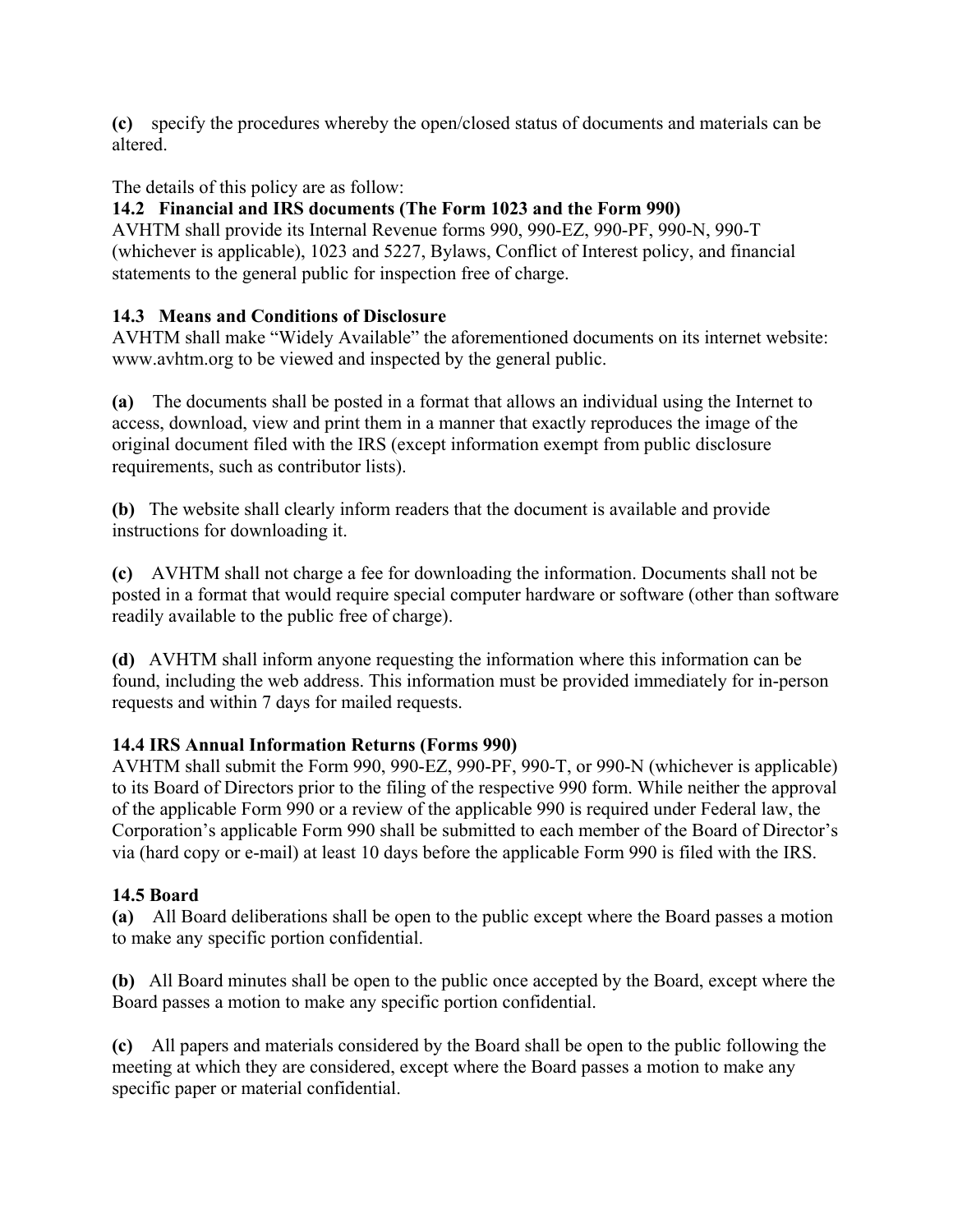**(c)** specify the procedures whereby the open/closed status of documents and materials can be altered.

The details of this policy are as follow:

### 14.2 Financial and IRS documents (The Form 1023 and the Form 990)

AVHTM shall provide its Internal Revenue forms 990, 990-EZ, 990-PF, 990-N, 990-T (whichever is applicable), 1023 and 5227, Bylaws, Conflict of Interest policy, and financial statements to the general public for inspection free of charge.

### 14.3 Means and Conditions of Disclosure

AVHTM shall make "Widely Available" the aforementioned documents on its internet website: www.avhtm.org to be viewed and inspected by the general public.

**(a)** The documents shall be posted in a format that allows an individual using the Internet to access, download, view and print them in a manner that exactly reproduces the image of the original document filed with the IRS (except information exempt from public disclosure requirements, such as contributor lists).

**(b)** The website shall clearly inform readers that the document is available and provide instructions for downloading it.

**(c)** AVHTM shall not charge a fee for downloading the information. Documents shall not be posted in a format that would require special computer hardware or software (other than software readily available to the public free of charge).

**(d)** AVHTM shall inform anyone requesting the information where this information can be found, including the web address. This information must be provided immediately for in-person requests and within 7 days for mailed requests.

### 14.4 IRS Annual Information Returns (Forms 990)

AVHTM shall submit the Form 990, 990-EZ, 990-PF, 990-T, or 990-N (whichever is applicable) to its Board of Directors prior to the filing of the respective 990 form. While neither the approval of the applicable Form 990 or a review of the applicable 990 is required under Federal law, the Corporation's applicable Form 990 shall be submitted to each member of the Board of Director's via (hard copy or e-mail) at least 10 days before the applicable Form 990 is filed with the IRS.

### 14.5 Board

**(a)** All Board deliberations shall be open to the public except where the Board passes a motion to make any specific portion confidential.

**(b)** All Board minutes shall be open to the public once accepted by the Board, except where the Board passes a motion to make any specific portion confidential.

**(c)** All papers and materials considered by the Board shall be open to the public following the meeting at which they are considered, except where the Board passes a motion to make any specific paper or material confidential.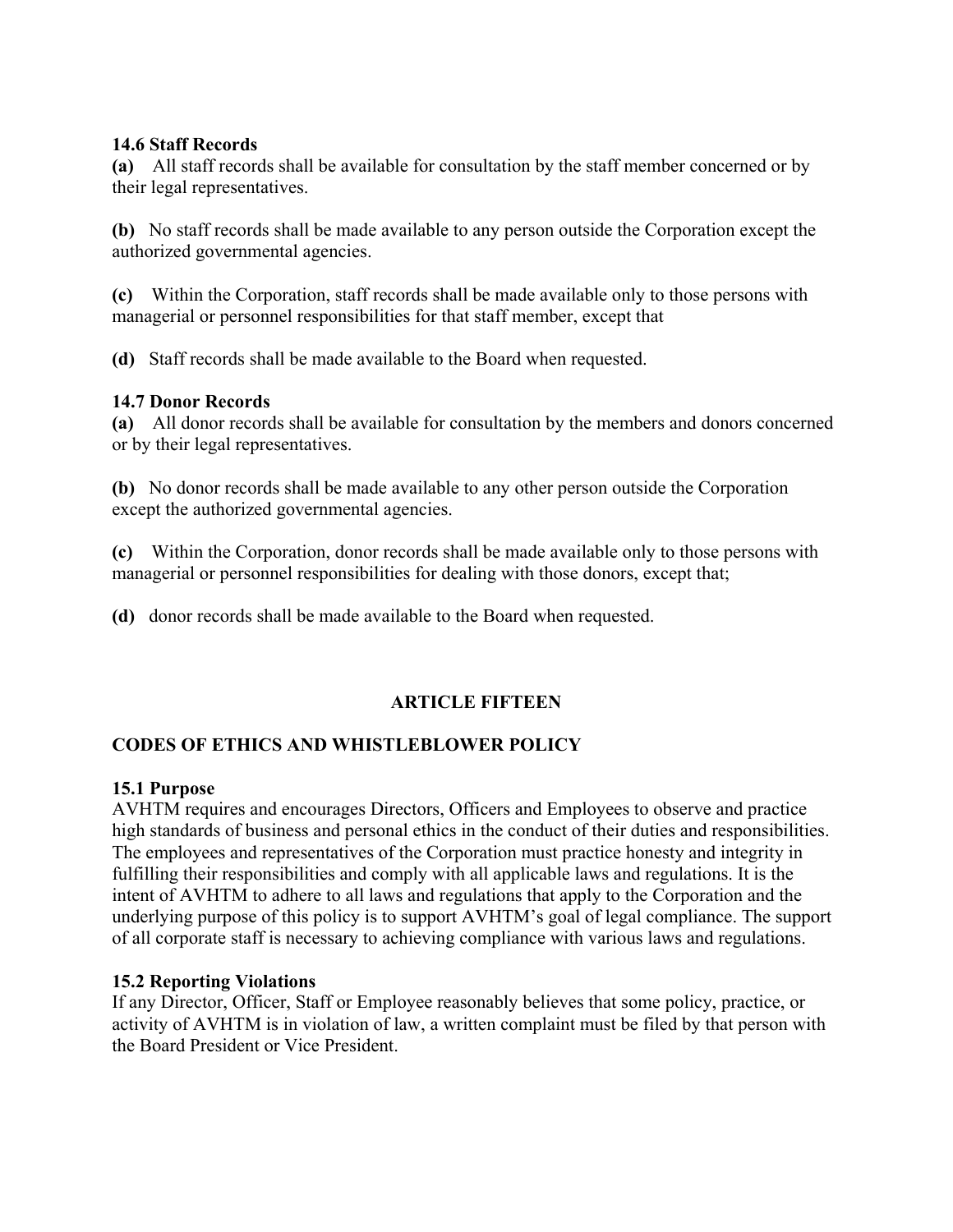**14.6 Staff Records**

**(a)** All staff records shall be available for consultation by the staff member concerned or by their legal representatives.

**(b)** No staff records shall be made available to any person outside the Corporation except the authorized governmental agencies.

**(c)** Within the Corporation, staff records shall be made available only to those persons with managerial or personnel responsibilities for that staff member, except that

**(d)** Staff records shall be made available to the Board when requested.

**14.7 Donor Records**

**(a)** All donor records shall be available for consultation by the members and donors concerned or by their legal representatives.

**(b)** No donor records shall be made available to any other person outside the Corporation except the authorized governmental agencies.

**(c)** Within the Corporation, donor records shall be made available only to those persons with managerial or personnel responsibilities for dealing with those donors, except that;

**(d)** donor records shall be made available to the Board when requested.

## ARTICLE FIFTEEN

## CODES OF ETHICS AND WHISTLEBLOWER POLICY

**15.1 Purpose**

AVHTM requires and encourages Directors, Officers and Employees to observe and practice high standards of business and personal ethics in the conduct of their duties and responsibilities. The employees and representatives of the Corporation must practice honesty and integrity in fulfilling their responsibilities and comply with all applicable laws and regulations. It is the intent of AVHTM to adhere to all laws and regulations that apply to the Corporation and the underlying purpose of this policy is to support AVHTM's goal of legal compliance. The support of all corporate staff is necessary to achieving compliance with various laws and regulations.

**15.2 Reporting Violations**

If any Director, Officer, Staff or Employee reasonably believes that some policy, practice, or activity of AVHTM is in violation of law, a written complaint must be filed by that person with the Board President or Vice President.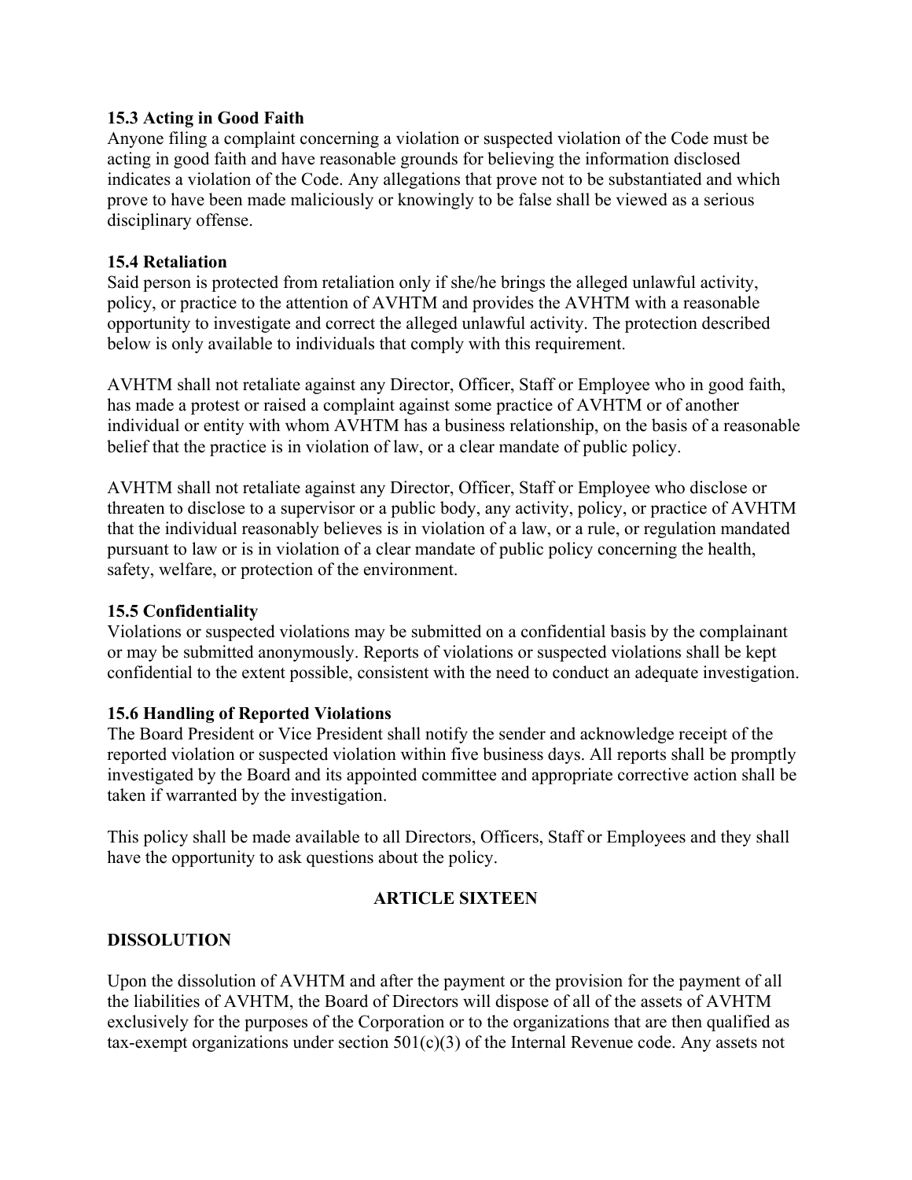**15.3 Acting in Good Faith**
Anyone filing a complaint concerning a violation or suspected violation of the Code must be acting in good faith and have reasonable grounds for believing the information disclosed indicates a violation of the Code. Any allegations that prove not to be substantiated and which prove to have been made maliciously or knowingly to be false shall be viewed as a serious disciplinary offense.

**15.4 Retaliation**
Said person is protected from retaliation only if she/he brings the alleged unlawful activity, policy, or practice to the attention of AVHTM and provides the AVHTM with a reasonable opportunity to investigate and correct the alleged unlawful activity. The protection described below is only available to individuals that comply with this requirement.

AVHTM shall not retaliate against any Director, Officer, Staff or Employee who in good faith, has made a protest or raised a complaint against some practice of AVHTM or of another individual or entity with whom AVHTM has a business relationship, on the basis of a reasonable belief that the practice is in violation of law, or a clear mandate of public policy.

AVHTM shall not retaliate against any Director, Officer, Staff or Employee who disclose or threaten to disclose to a supervisor or a public body, any activity, policy, or practice of AVHTM that the individual reasonably believes is in violation of a law, or a rule, or regulation mandated pursuant to law or is in violation of a clear mandate of public policy concerning the health, safety, welfare, or protection of the environment.

**15.5 Confidentiality**
Violations or suspected violations may be submitted on a confidential basis by the complainant or may be submitted anonymously. Reports of violations or suspected violations shall be kept confidential to the extent possible, consistent with the need to conduct an adequate investigation.

**15.6 Handling of Reported Violations**
The Board President or Vice President shall notify the sender and acknowledge receipt of the reported violation or suspected violation within five business days. All reports shall be promptly investigated by the Board and its appointed committee and appropriate corrective action shall be taken if warranted by the investigation.

This policy shall be made available to all Directors, Officers, Staff or Employees and they shall have the opportunity to ask questions about the policy.

## ARTICLE SIXTEEN

### DISSOLUTION

Upon the dissolution of AVHTM and after the payment or the provision for the payment of all the liabilities of AVHTM, the Board of Directors will dispose of all of the assets of AVHTM exclusively for the purposes of the Corporation or to the organizations that are then qualified as tax-exempt organizations under section 501(c)(3) of the Internal Revenue code. Any assets not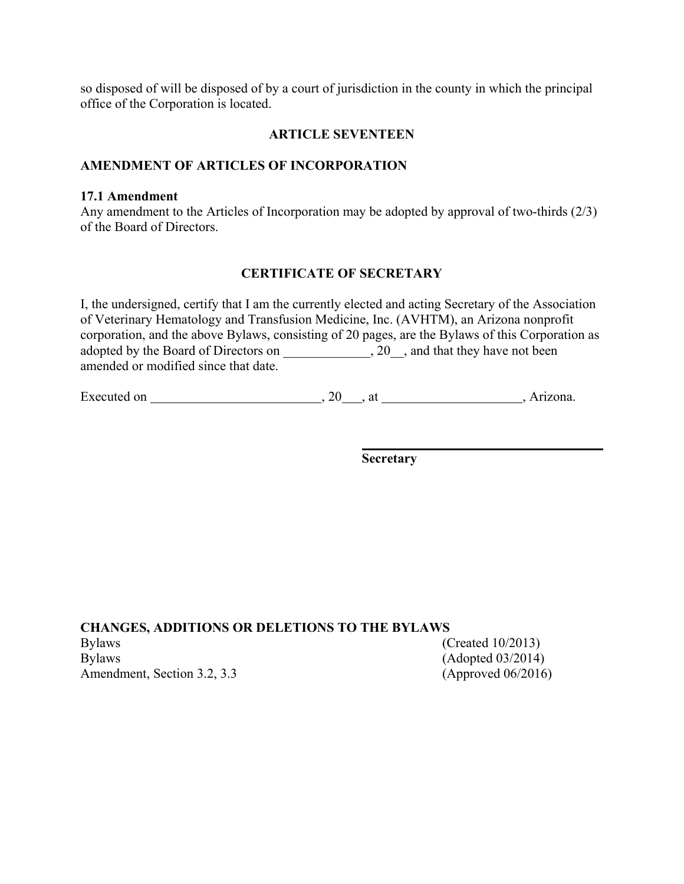so disposed of will be disposed of by a court of jurisdiction in the county in which the principal office of the Corporation is located.

## ARTICLE SEVENTEEN

## AMENDMENT OF ARTICLES OF INCORPORATION

**17.1 Amendment**
Any amendment to the Articles of Incorporation may be adopted by approval of two-thirds (2/3) of the Board of Directors.

## CERTIFICATE OF SECRETARY

I, the undersigned, certify that I am the currently elected and acting Secretary of the Association of Veterinary Hematology and Transfusion Medicine, Inc. (AVHTM), an Arizona nonprofit corporation, and the above Bylaws, consisting of 20 pages, are the Bylaws of this Corporation as adopted by the Board of Directors on _____________, 20__, and that they have not been amended or modified since that date.

Executed on __________________________, 20___, at _____________________, Arizona.

_________________________________
**Secretary**

**CHANGES, ADDITIONS OR DELETIONS TO THE BYLAWS**

| | |
|---|---|
| Bylaws | (Created 10/2013) |
| Bylaws | (Adopted 03/2014) |
| Amendment, Section 3.2, 3.3 | (Approved 06/2016) |